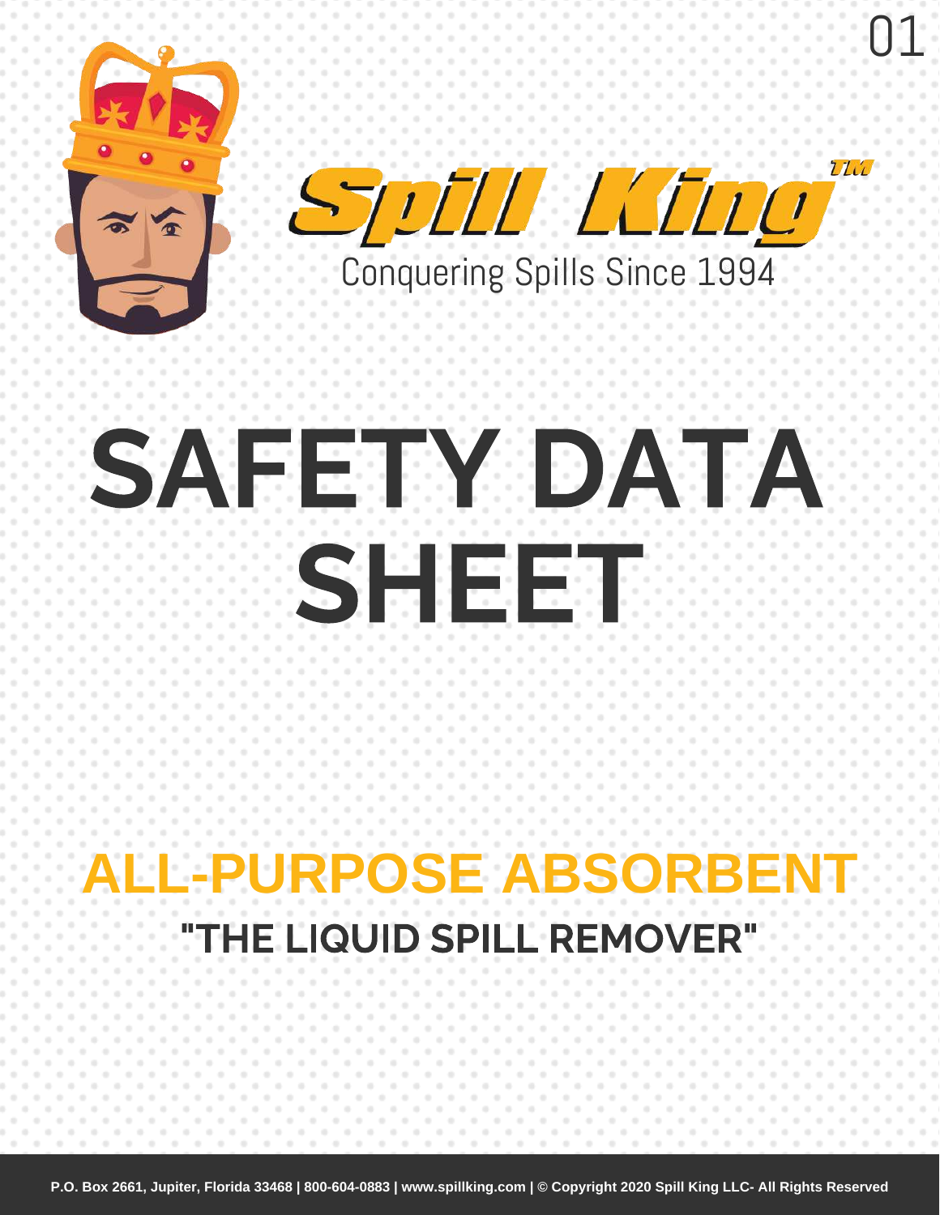Spill King™

Conquering Spills Since 1994

# SAFETY DATA SHEET

## ALL-PURPOSE ABSORBENT

### "THE LIQUID SPILL REMOVER"

**P.O. Box 2661, Jupiter, Florida 33468 | 800-604-0883 | www.spillking.com | © Copyright 2020 Spill King LLC- All Rights Reserved**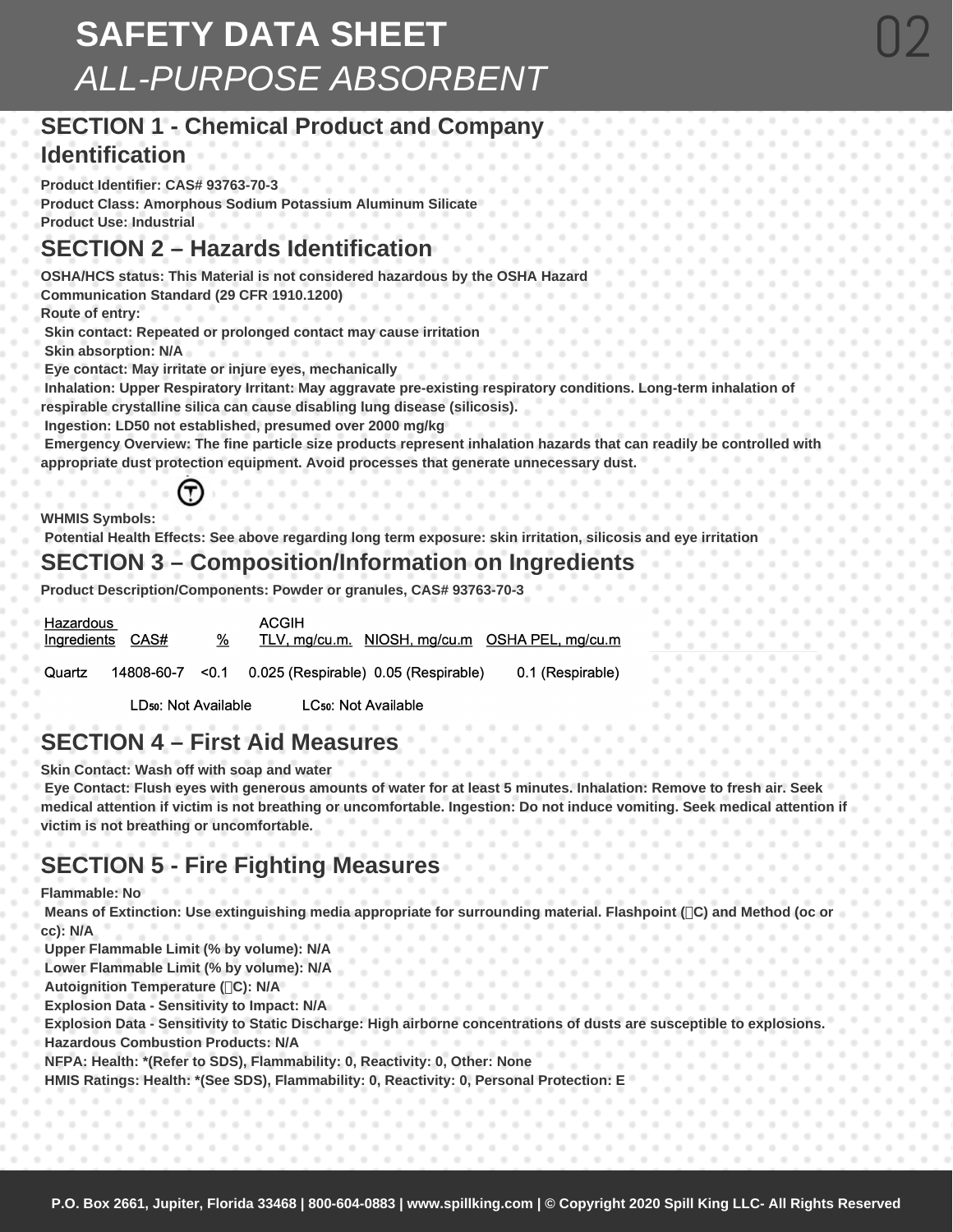# SAFETY DATA SHEET

*ALL-PURPOSE ABSORBENT*

## SECTION 1 - Chemical Product and Company Identification

**Product Identifier: CAS# 93763-70-3**
**Product Class: Amorphous Sodium Potassium Aluminum Silicate**
**Product Use: Industrial**

## SECTION 2 – Hazards Identification

**OSHA/HCS status: This Material is not considered hazardous by the OSHA Hazard Communication Standard (29 CFR 1910.1200)**
**Route of entry:**
**Skin contact: Repeated or prolonged contact may cause irritation**
**Skin absorption: N/A**
**Eye contact: May irritate or injure eyes, mechanically**
**Inhalation: Upper Respiratory Irritant: May aggravate pre-existing respiratory conditions. Long-term inhalation of respirable crystalline silica can cause disabling lung disease (silicosis).**
**Ingestion: LD50 not established, presumed over 2000 mg/kg**
**Emergency Overview: The fine particle size products represent inhalation hazards that can readily be controlled with appropriate dust protection equipment. Avoid processes that generate unnecessary dust.**

**WHMIS Symbols:**

**Potential Health Effects: See above regarding long term exposure: skin irritation, silicosis and eye irritation**

## SECTION 3 – Composition/Information on Ingredients

**Product Description/Components: Powder or granules, CAS# 93763-70-3**

| Hazardous Ingredients | CAS# | % | ACGIH TLV, mg/cu.m. | NIOSH, mg/cu.m | OSHA PEL, mg/cu.m |
|---|---|---|---|---|---|
| Quartz | 14808-60-7 | <0.1 | 0.025 (Respirable) | 0.05 (Respirable) | 0.1 (Respirable) |

$LD_{50}$: Not Available $LC_{50}$: Not Available

## SECTION 4 – First Aid Measures

**Skin Contact: Wash off with soap and water**
**Eye Contact: Flush eyes with generous amounts of water for at least 5 minutes. Inhalation: Remove to fresh air. Seek medical attention if victim is not breathing or uncomfortable. Ingestion: Do not induce vomiting. Seek medical attention if victim is not breathing or uncomfortable.**

## SECTION 5 - Fire Fighting Measures

**Flammable: No**
**Means of Extinction: Use extinguishing media appropriate for surrounding material. Flashpoint (C) and Method (oc or cc): N/A**
**Upper Flammable Limit (% by volume): N/A**
**Lower Flammable Limit (% by volume): N/A**
**Autoignition Temperature (C): N/A**
**Explosion Data - Sensitivity to Impact: N/A**
**Explosion Data - Sensitivity to Static Discharge: High airborne concentrations of dusts are susceptible to explosions.**
**Hazardous Combustion Products: N/A**
**NFPA: Health: *(Refer to SDS), Flammability: 0, Reactivity: 0, Other: None**
**HMIS Ratings: Health: *(See SDS), Flammability: 0, Reactivity: 0, Personal Protection: E**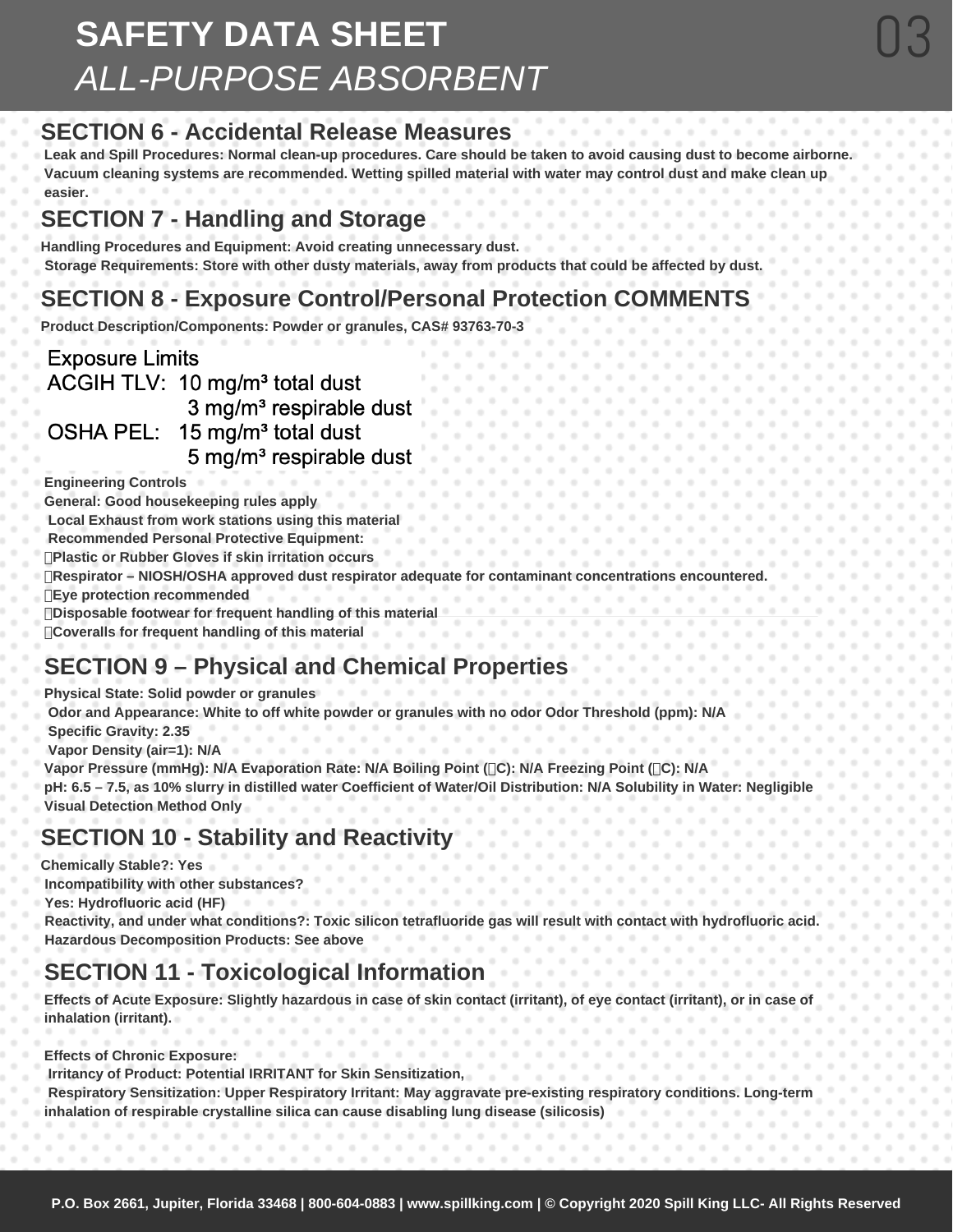# SAFETY DATA SHEET

*ALL-PURPOSE ABSORBENT*

## SECTION 6 - Accidental Release Measures

**Leak and Spill Procedures: Normal clean-up procedures. Care should be taken to avoid causing dust to become airborne. Vacuum cleaning systems are recommended. Wetting spilled material with water may control dust and make clean up easier.**

## SECTION 7 - Handling and Storage

**Handling Procedures and Equipment: Avoid creating unnecessary dust.**

**Storage Requirements: Store with other dusty materials, away from products that could be affected by dust.**

## SECTION 8 - Exposure Control/Personal Protection COMMENTS

**Product Description/Components: Powder or granules, CAS# 93763-70-3**

Exposure Limits

ACGIH TLV: 10 mg/m³ total dust
3 mg/m³ respirable dust

OSHA PEL: 15 mg/m³ total dust
5 mg/m³ respirable dust

**Engineering Controls**

**General: Good housekeeping rules apply**

**Local Exhaust from work stations using this material**

**Recommended Personal Protective Equipment:**

- **Plastic or Rubber Gloves if skin irritation occurs**
- **Respirator – NIOSH/OSHA approved dust respirator adequate for contaminant concentrations encountered.**
- **Eye protection recommended**
- **Disposable footwear for frequent handling of this material**
- **Coveralls for frequent handling of this material**

## SECTION 9 – Physical and Chemical Properties

**Physical State: Solid powder or granules**

**Odor and Appearance: White to off white powder or granules with no odor Odor Threshold (ppm): N/A**

**Specific Gravity: 2.35**

**Vapor Density (air=1): N/A**

**Vapor Pressure (mmHg): N/A Evaporation Rate: N/A Boiling Point (°C): N/A Freezing Point (°C): N/A**

**pH: 6.5 – 7.5, as 10% slurry in distilled water Coefficient of Water/Oil Distribution: N/A Solubility in Water: Negligible**

**Visual Detection Method Only**

## SECTION 10 - Stability and Reactivity

**Chemically Stable?: Yes**

**Incompatibility with other substances?**

**Yes: Hydrofluoric acid (HF)**

**Reactivity, and under what conditions?: Toxic silicon tetrafluoride gas will result with contact with hydrofluoric acid.**

**Hazardous Decomposition Products: See above**

## SECTION 11 - Toxicological Information

**Effects of Acute Exposure: Slightly hazardous in case of skin contact (irritant), of eye contact (irritant), or in case of inhalation (irritant).**

**Effects of Chronic Exposure:**

**Irritancy of Product: Potential IRRITANT for Skin Sensitization,**

**Respiratory Sensitization: Upper Respiratory Irritant: May aggravate pre-existing respiratory conditions. Long-term inhalation of respirable crystalline silica can cause disabling lung disease (silicosis)**

**P.O. Box 2661, Jupiter, Florida 33468 | 800-604-0883 | www.spillking.com | © Copyright 2020 Spill King LLC- All Rights Reserved**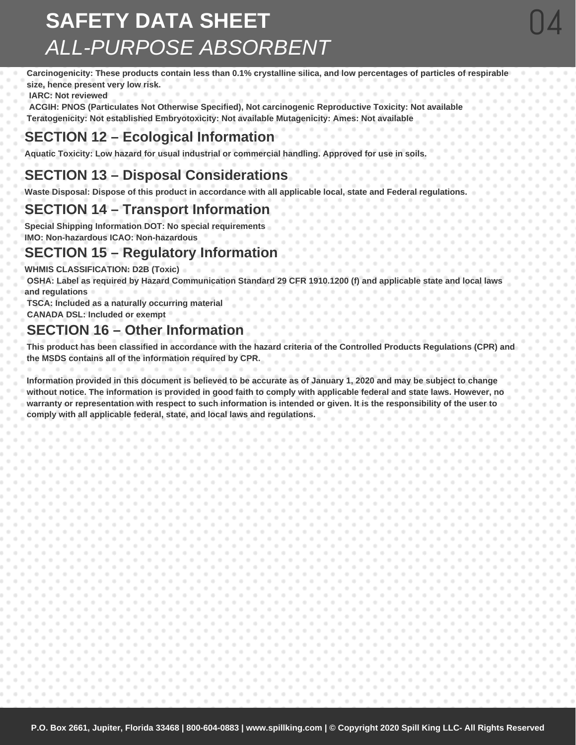**Carcinogenicity: These products contain less than 0.1% crystalline silica, and low percentages of particles of respirable size, hence present very low risk.**

**IARC: Not reviewed**

**ACGIH: PNOS (Particulates Not Otherwise Specified), Not carcinogenic Reproductive Toxicity: Not available**

**Teratogenicity: Not established Embryotoxicity: Not available Mutagenicity: Ames: Not available**

## SECTION 12 – Ecological Information

**Aquatic Toxicity: Low hazard for usual industrial or commercial handling. Approved for use in soils.**

## SECTION 13 – Disposal Considerations

**Waste Disposal: Dispose of this product in accordance with all applicable local, state and Federal regulations.**

## SECTION 14 – Transport Information

**Special Shipping Information DOT: No special requirements**

**IMO: Non-hazardous ICAO: Non-hazardous**

## SECTION 15 – Regulatory Information

**WHMIS CLASSIFICATION: D2B (Toxic)**

**OSHA: Label as required by Hazard Communication Standard 29 CFR 1910.1200 (f) and applicable state and local laws and regulations**

**TSCA: Included as a naturally occurring material**

**CANADA DSL: Included or exempt**

## SECTION 16 – Other Information

**This product has been classified in accordance with the hazard criteria of the Controlled Products Regulations (CPR) and the MSDS contains all of the information required by CPR.**

**Information provided in this document is believed to be accurate as of January 1, 2020 and may be subject to change without notice. The information is provided in good faith to comply with applicable federal and state laws. However, no warranty or representation with respect to such information is intended or given. It is the responsibility of the user to comply with all applicable federal, state, and local laws and regulations.**